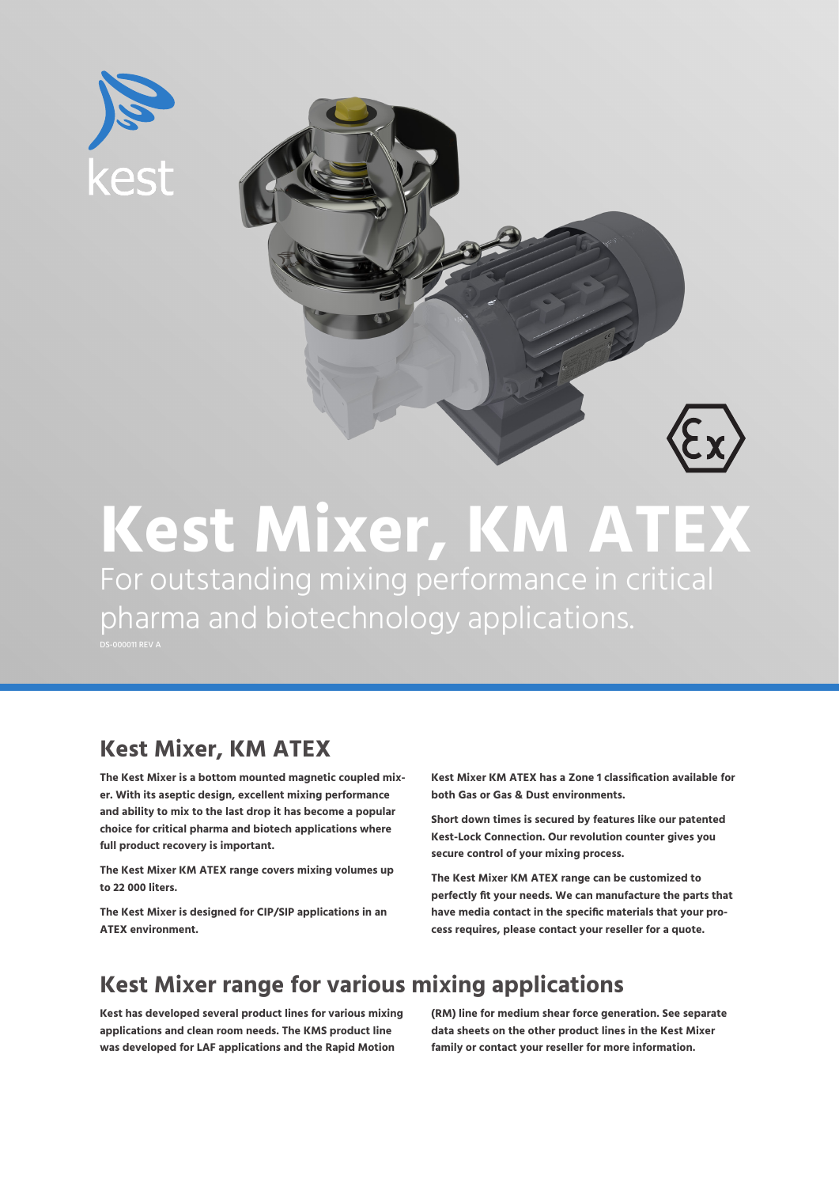# Kest Mixer, KM ATEX

For outstanding mixing performance in critical pharma and biotechnology applications.

DS-000011 REV A

## Kest Mixer, KM ATEX

**The Kest Mixer is a bottom mounted magnetic coupled mixer. With its aseptic design, excellent mixing performance and ability to mix to the last drop it has become a popular choice for critical pharma and biotech applications where full product recovery is important.**

**The Kest Mixer KM ATEX range covers mixing volumes up to 22 000 liters.**

**The Kest Mixer is designed for CIP/SIP applications in an ATEX environment.**

**Kest Mixer KM ATEX has a Zone 1 classification available for both Gas or Gas & Dust environments.**

**Short down times is secured by features like our patented Kest-Lock Connection. Our revolution counter gives you secure control of your mixing process.**

**The Kest Mixer KM ATEX range can be customized to perfectly fit your needs. We can manufacture the parts that have media contact in the specific materials that your process requires, please contact your reseller for a quote.**

## Kest Mixer range for various mixing applications

**Kest has developed several product lines for various mixing applications and clean room needs. The KMS product line was developed for LAF applications and the Rapid Motion (RM) line for medium shear force generation. See separate data sheets on the other product lines in the Kest Mixer family or contact your reseller for more information.**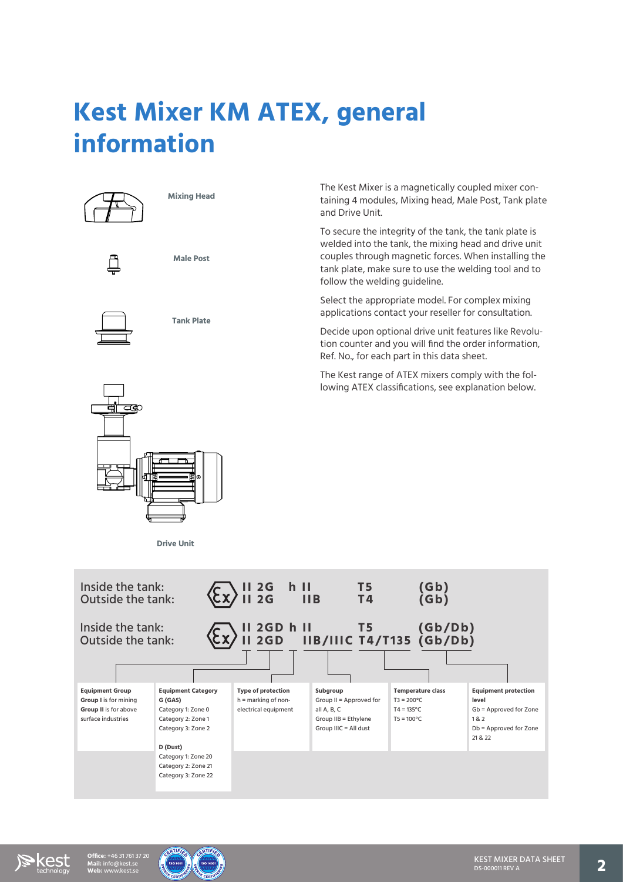# Kest Mixer KM ATEX, general information

Mixing Head

Male Post

Tank Plate

Drive Unit

The Kest Mixer is a magnetically coupled mixer containing 4 modules, Mixing head, Male Post, Tank plate and Drive Unit.

To secure the integrity of the tank, the tank plate is welded into the tank, the mixing head and drive unit couples through magnetic forces. When installing the tank plate, make sure to use the welding tool and to follow the welding guideline.

Select the appropriate model. For complex mixing applications contact your reseller for consultation.

Decide upon optional drive unit features like Revolution counter and you will find the order information, Ref. No., for each part in this data sheet.

The Kest range of ATEX mixers comply with the following ATEX classifications, see explanation below.

| | | | | | | |
|---|---|---|---|---|---|---|
| Inside the tank: | Ex | II 2G | h | II | T5 | (Gb) |
| Outside the tank: | Ex | II 2G | | IIB | T4 | (Gb) |
| Inside the tank: | Ex | II 2GD | h | II | T5 | (Gb/Db) |
| Outside the tank: | Ex | II 2GD | | IIB/IIIC | T4/T135 | (Gb/Db) |

| Equipment Group | Equipment Category | Type of protection | Subgroup | Temperature class | Equipment protection level |
|---|---|---|---|---|---|
| **Group I** is for mining<br>**Group II** is for above surface industries | **G (GAS)**<br>Category 1: Zone 0<br>Category 2: Zone 1<br>Category 3: Zone 2<br><br>**D (Dust)**<br>Category 1: Zone 20<br>Category 2: Zone 21<br>Category 3: Zone 22 | h = marking of non-electrical equipment | Group II = Approved for all A, B, C<br>Group IIB = Ethylene<br>Group IIIC = All dust | T3 = 200°C<br>T4 = 135°C<br>T5 = 100°C | Gb = Approved for Zone 1 & 2<br>Db = Approved for Zone 21 & 22 |

Office: +46 31 761 37 20
Mail: info@kest.se
Web: www.kest.se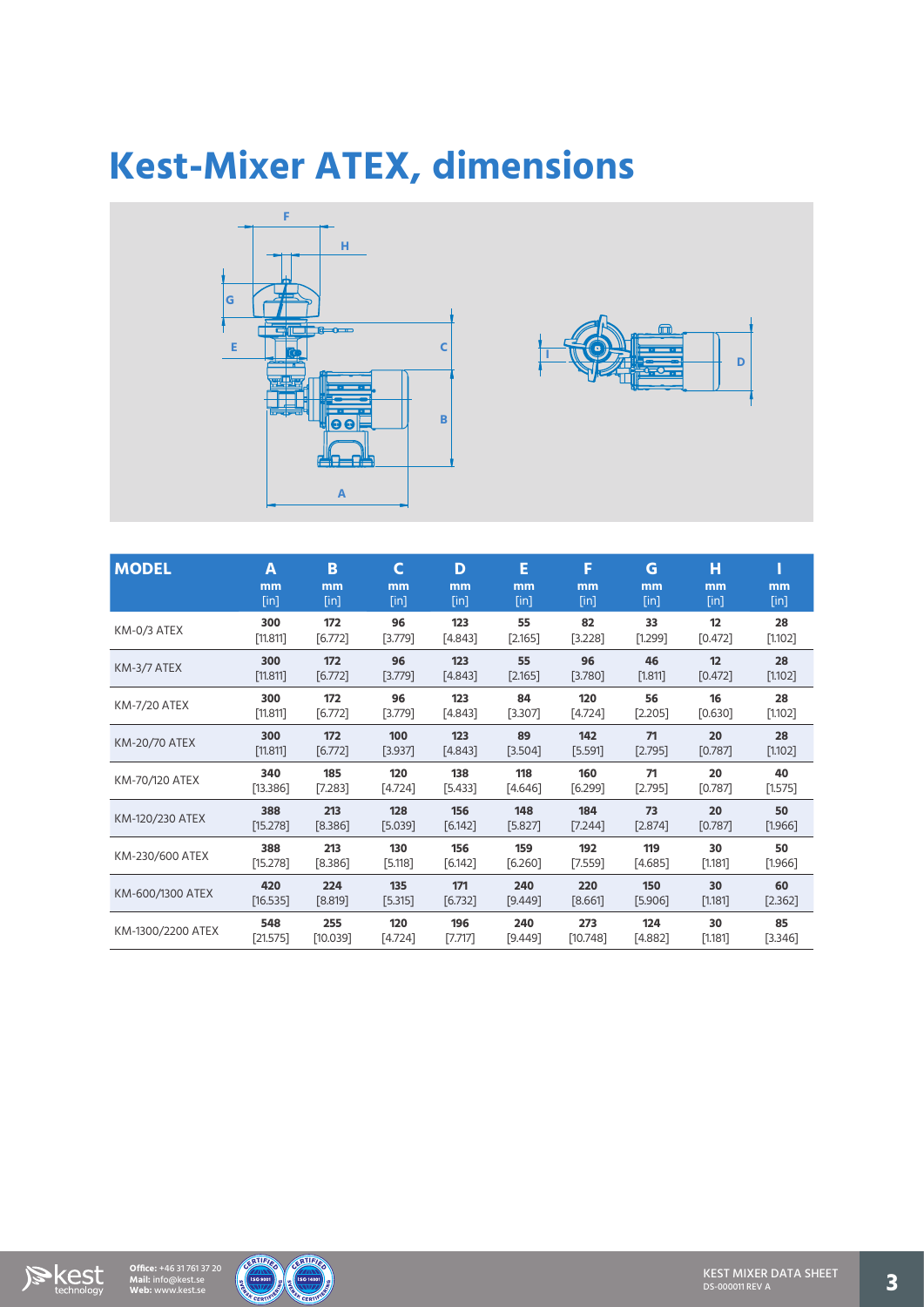# Kest-Mixer ATEX, dimensions

| MODEL | A mm [in] | B mm [in] | C mm [in] | D mm [in] | E mm [in] | F mm [in] | G mm [in] | H mm [in] | I mm [in] |
|---|---|---|---|---|---|---|---|---|---|
| KM-0/3 ATEX | 300 [11.811] | 172 [6.772] | 96 [3.779] | 123 [4.843] | 55 [2.165] | 82 [3.228] | 33 [1.299] | 12 [0.472] | 28 [1.102] |
| KM-3/7 ATEX | 300 [11.811] | 172 [6.772] | 96 [3.779] | 123 [4.843] | 55 [2.165] | 96 [3.780] | 46 [1.811] | 12 [0.472] | 28 [1.102] |
| KM-7/20 ATEX | 300 [11.811] | 172 [6.772] | 96 [3.779] | 123 [4.843] | 84 [3.307] | 120 [4.724] | 56 [2.205] | 16 [0.630] | 28 [1.102] |
| KM-20/70 ATEX | 300 [11.811] | 172 [6.772] | 100 [3.937] | 123 [4.843] | 89 [3.504] | 142 [5.591] | 71 [2.795] | 20 [0.787] | 28 [1.102] |
| KM-70/120 ATEX | 340 [13.386] | 185 [7.283] | 120 [4.724] | 138 [5.433] | 118 [4.646] | 160 [6.299] | 71 [2.795] | 20 [0.787] | 40 [1.575] |
| KM-120/230 ATEX | 388 [15.278] | 213 [8.386] | 128 [5.039] | 156 [6.142] | 148 [5.827] | 184 [7.244] | 73 [2.874] | 20 [0.787] | 50 [1.966] |
| KM-230/600 ATEX | 388 [15.278] | 213 [8.386] | 130 [5.118] | 156 [6.142] | 159 [6.260] | 192 [7.559] | 119 [4.685] | 30 [1.181] | 50 [1.966] |
| KM-600/1300 ATEX | 420 [16.535] | 224 [8.819] | 135 [5.315] | 171 [6.732] | 240 [9.449] | 220 [8.661] | 150 [5.906] | 30 [1.181] | 60 [2.362] |
| KM-1300/2200 ATEX | 548 [21.575] | 255 [10.039] | 120 [4.724] | 196 [7.717] | 240 [9.449] | 273 [10.748] | 124 [4.882] | 30 [1.181] | 85 [3.346] |

**Office:** +46 31 761 37 20
**Mail:** info@kest.se
**Web:** www.kest.se

KEST MIXER DATA SHEET
DS-000011 REV A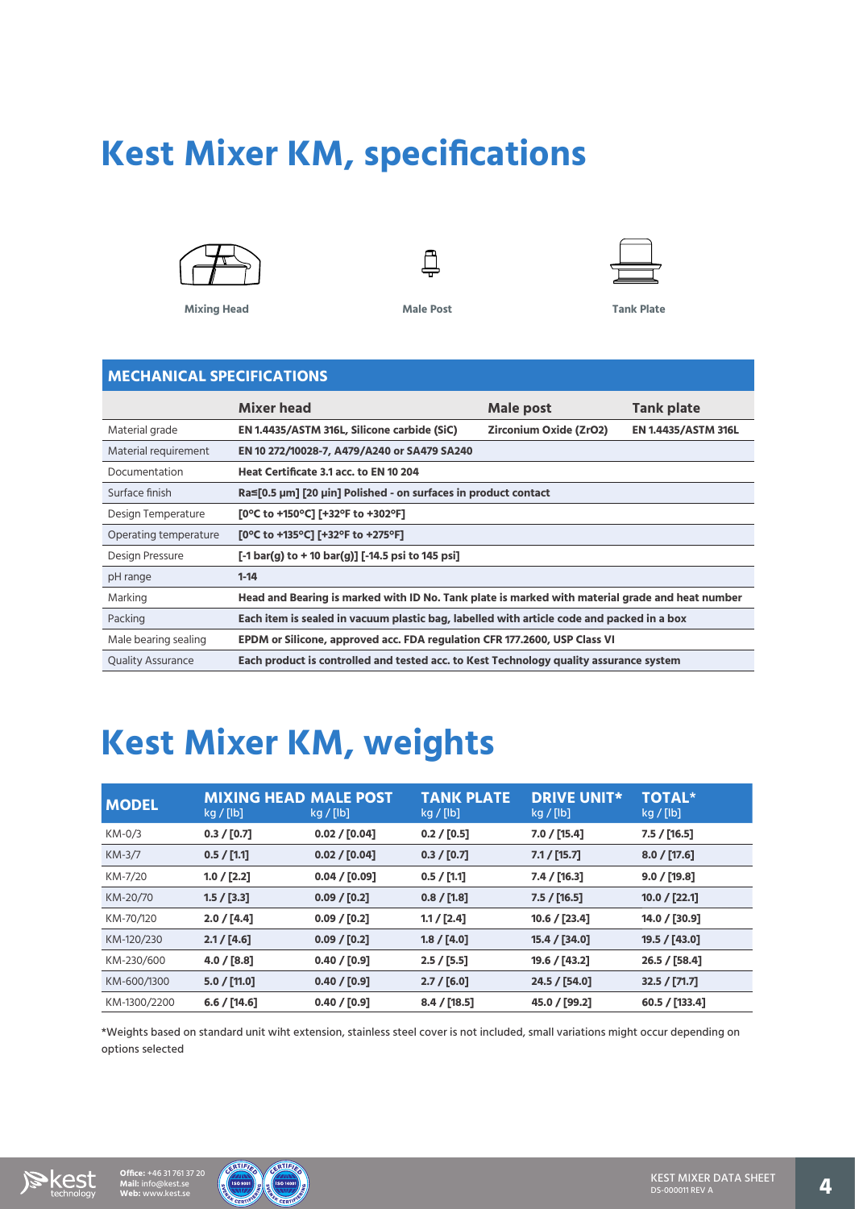# Kest Mixer KM, specifications

Mixing Head

Male Post

Tank Plate

| MECHANICAL SPECIFICATIONS | | | |
|---|---|---|---|
| | **Mixer head** | **Male post** | **Tank plate** |
| Material grade | **EN 1.4435/ASTM 316L, Silicone carbide (SiC)** | **Zirconium Oxide (ZrO2)** | **EN 1.4435/ASTM 316L** |
| Material requirement | **EN 10 272/10028-7, A479/A240 or SA479 SA240** | | |
| Documentation | **Heat Certificate 3.1 acc. to EN 10 204** | | |
| Surface finish | **Ra≤[0.5 μm] [20 μin] Polished - on surfaces in product contact** | | |
| Design Temperature | **[0°C to +150°C] [+32°F to +302°F]** | | |
| Operating temperature | **[0°C to +135°C] [+32°F to +275°F]** | | |
| Design Pressure | **[-1 bar(g) to + 10 bar(g)] [-14.5 psi to 145 psi]** | | |
| pH range | **1-14** | | |
| Marking | **Head and Bearing is marked with ID No. Tank plate is marked with material grade and heat number** | | |
| Packing | **Each item is sealed in vacuum plastic bag, labelled with article code and packed in a box** | | |
| Male bearing sealing | **EPDM or Silicone, approved acc. FDA regulation CFR 177.2600, USP Class VI** | | |
| Quality Assurance | **Each product is controlled and tested acc. to Kest Technology quality assurance system** | | |

# Kest Mixer KM, weights

| MODEL | MIXING HEAD kg / [lb] | MALE POST kg / [lb] | TANK PLATE kg / [lb] | DRIVE UNIT* kg / [lb] | TOTAL* kg / [lb] |
|---|---|---|---|---|---|
| KM-0/3 | **0.3 / [0.7]** | **0.02 / [0.04]** | **0.2 / [0.5]** | **7.0 / [15.4]** | **7.5 / [16.5]** |
| KM-3/7 | **0.5 / [1.1]** | **0.02 / [0.04]** | **0.3 / [0.7]** | **7.1 / [15.7]** | **8.0 / [17.6]** |
| KM-7/20 | **1.0 / [2.2]** | **0.04 / [0.09]** | **0.5 / [1.1]** | **7.4 / [16.3]** | **9.0 / [19.8]** |
| KM-20/70 | **1.5 / [3.3]** | **0.09 / [0.2]** | **0.8 / [1.8]** | **7.5 / [16.5]** | **10.0 / [22.1]** |
| KM-70/120 | **2.0 / [4.4]** | **0.09 / [0.2]** | **1.1 / [2.4]** | **10.6 / [23.4]** | **14.0 / [30.9]** |
| KM-120/230 | **2.1 / [4.6]** | **0.09 / [0.2]** | **1.8 / [4.0]** | **15.4 / [34.0]** | **19.5 / [43.0]** |
| KM-230/600 | **4.0 / [8.8]** | **0.40 / [0.9]** | **2.5 / [5.5]** | **19.6 / [43.2]** | **26.5 / [58.4]** |
| KM-600/1300 | **5.0 / [11.0]** | **0.40 / [0.9]** | **2.7 / [6.0]** | **24.5 / [54.0]** | **32.5 / [71.7]** |
| KM-1300/2200 | **6.6 / [14.6]** | **0.40 / [0.9]** | **8.4 / [18.5]** | **45.0 / [99.2]** | **60.5 / [133.4]** |

*Weights based on standard unit wiht extension, stainless steel cover is not included, small variations might occur depending on options selected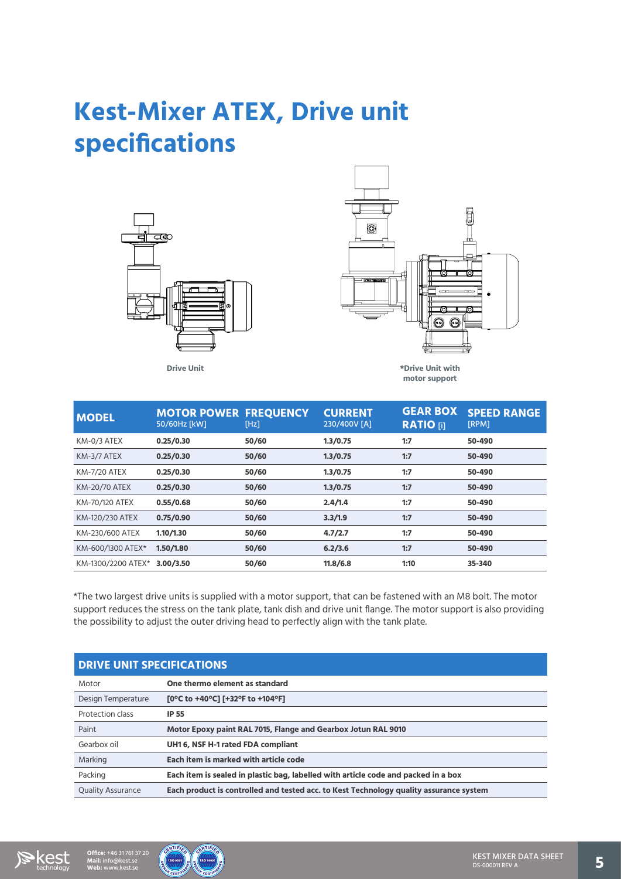# Kest-Mixer ATEX, Drive unit specifications

Drive Unit

*Drive Unit with motor support

| MODEL | MOTOR POWER 50/60Hz [kW] | FREQUENCY [Hz] | CURRENT 230/400V [A] | GEAR BOX RATIO [i] | SPEED RANGE [RPM] |
|---|---|---|---|---|---|
| KM-0/3 ATEX | **0.25/0.30** | **50/60** | **1.3/0.75** | **1:7** | **50-490** |
| KM-3/7 ATEX | **0.25/0.30** | **50/60** | **1.3/0.75** | **1:7** | **50-490** |
| KM-7/20 ATEX | **0.25/0.30** | **50/60** | **1.3/0.75** | **1:7** | **50-490** |
| KM-20/70 ATEX | **0.25/0.30** | **50/60** | **1.3/0.75** | **1:7** | **50-490** |
| KM-70/120 ATEX | **0.55/0.68** | **50/60** | **2.4/1.4** | **1:7** | **50-490** |
| KM-120/230 ATEX | **0.75/0.90** | **50/60** | **3.3/1.9** | **1:7** | **50-490** |
| KM-230/600 ATEX | **1.10/1.30** | **50/60** | **4.7/2.7** | **1:7** | **50-490** |
| KM-600/1300 ATEX* | **1.50/1.80** | **50/60** | **6.2/3.6** | **1:7** | **50-490** |
| KM-1300/2200 ATEX* | **3.00/3.50** | **50/60** | **11.8/6.8** | **1:10** | **35-340** |

*The two largest drive units is supplied with a motor support, that can be fastened with an M8 bolt. The motor support reduces the stress on the tank plate, tank dish and drive unit flange. The motor support is also providing the possibility to adjust the outer driving head to perfectly align with the tank plate.

| DRIVE UNIT SPECIFICATIONS | |
|---|---|
| Motor | **One thermo element as standard** |
| Design Temperature | **[0°C to +40°C] [+32°F to +104°F]** |
| Protection class | **IP 55** |
| Paint | **Motor Epoxy paint RAL 7015, Flange and Gearbox Jotun RAL 9010** |
| Gearbox oil | **UH1 6, NSF H-1 rated FDA compliant** |
| Marking | **Each item is marked with article code** |
| Packing | **Each item is sealed in plastic bag, labelled with article code and packed in a box** |
| Quality Assurance | **Each product is controlled and tested acc. to Kest Technology quality assurance system** |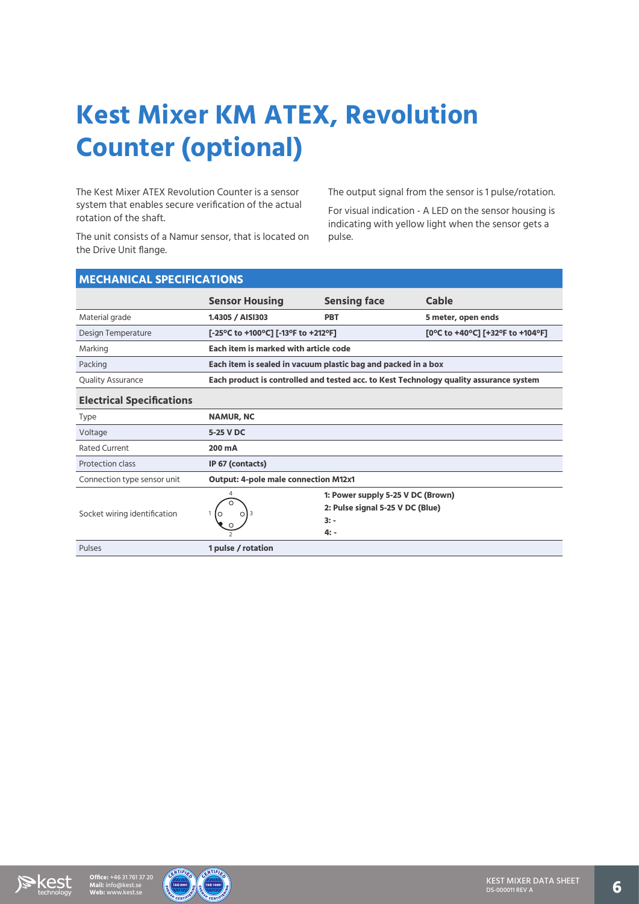# Kest Mixer KM ATEX, Revolution Counter (optional)

The Kest Mixer ATEX Revolution Counter is a sensor system that enables secure verification of the actual rotation of the shaft.

The unit consists of a Namur sensor, that is located on the Drive Unit flange.

The output signal from the sensor is 1 pulse/rotation.

For visual indication - A LED on the sensor housing is indicating with yellow light when the sensor gets a pulse.

## MECHANICAL SPECIFICATIONS

| | Sensor Housing | Sensing face | Cable |
|---|---|---|---|
| Material grade | **1.4305 / AISI303** | **PBT** | **5 meter, open ends** |
| Design Temperature | **[-25°C to +100°C] [-13°F to +212°F]** | | **[0°C to +40°C] [+32°F to +104°F]** |
| Marking | **Each item is marked with article code** | | |
| Packing | **Each item is sealed in vacuum plastic bag and packed in a box** | | |
| Quality Assurance | **Each product is controlled and tested acc. to Kest Technology quality assurance system** | | |
| **Electrical Specifications** | | | |
| Type | **NAMUR, NC** | | |
| Voltage | **5-25 V DC** | | |
| Rated Current | **200 mA** | | |
| Protection class | **IP 67 (contacts)** | | |
| Connection type sensor unit | **Output: 4-pole male connection M12x1** | | |
| Socket wiring identification | 4 / 1 / 3 / 2 | **1: Power supply 5-25 V DC (Brown)**<br>**2: Pulse signal 5-25 V DC (Blue)**<br>**3: -**<br>**4: -** | |
| Pulses | **1 pulse / rotation** | | |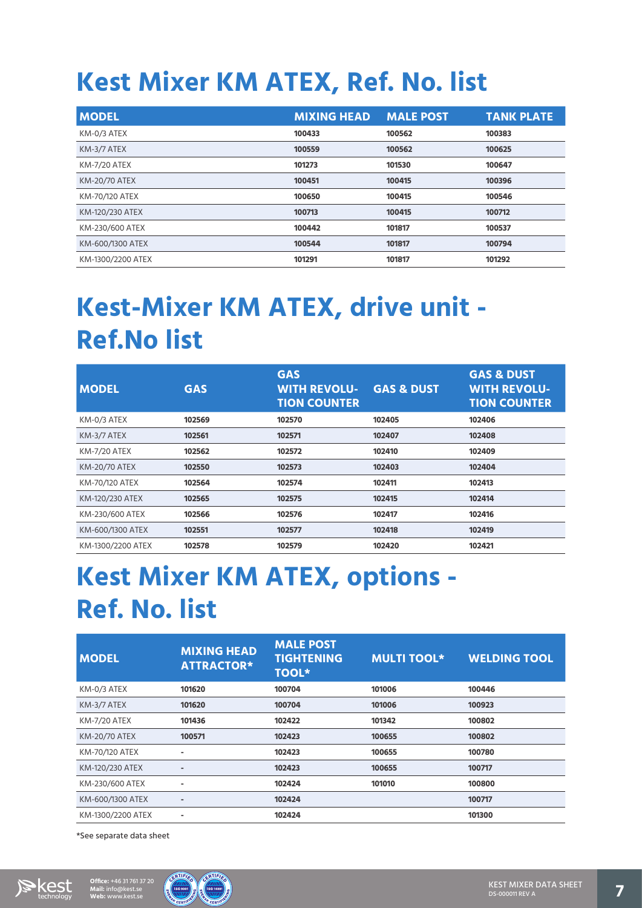# Kest Mixer KM ATEX, Ref. No. list

| MODEL | MIXING HEAD | MALE POST | TANK PLATE |
|---|---|---|---|
| KM-0/3 ATEX | 100433 | 100562 | 100383 |
| KM-3/7 ATEX | 100559 | 100562 | 100625 |
| KM-7/20 ATEX | 101273 | 101530 | 100647 |
| KM-20/70 ATEX | 100451 | 100415 | 100396 |
| KM-70/120 ATEX | 100650 | 100415 | 100546 |
| KM-120/230 ATEX | 100713 | 100415 | 100712 |
| KM-230/600 ATEX | 100442 | 101817 | 100537 |
| KM-600/1300 ATEX | 100544 | 101817 | 100794 |
| KM-1300/2200 ATEX | 101291 | 101817 | 101292 |

# Kest-Mixer KM ATEX, drive unit - Ref.No list

| MODEL | GAS | GAS WITH REVOLUTION COUNTER | GAS & DUST | GAS & DUST WITH REVOLUTION COUNTER |
|---|---|---|---|---|
| KM-0/3 ATEX | 102569 | 102570 | 102405 | 102406 |
| KM-3/7 ATEX | 102561 | 102571 | 102407 | 102408 |
| KM-7/20 ATEX | 102562 | 102572 | 102410 | 102409 |
| KM-20/70 ATEX | 102550 | 102573 | 102403 | 102404 |
| KM-70/120 ATEX | 102564 | 102574 | 102411 | 102413 |
| KM-120/230 ATEX | 102565 | 102575 | 102415 | 102414 |
| KM-230/600 ATEX | 102566 | 102576 | 102417 | 102416 |
| KM-600/1300 ATEX | 102551 | 102577 | 102418 | 102419 |
| KM-1300/2200 ATEX | 102578 | 102579 | 102420 | 102421 |

# Kest Mixer KM ATEX, options - Ref. No. list

| MODEL | MIXING HEAD ATTRACTOR* | MALE POST TIGHTENING TOOL* | MULTI TOOL* | WELDING TOOL |
|---|---|---|---|---|
| KM-0/3 ATEX | 101620 | 100704 | 101006 | 100446 |
| KM-3/7 ATEX | 101620 | 100704 | 101006 | 100923 |
| KM-7/20 ATEX | 101436 | 102422 | 101342 | 100802 |
| KM-20/70 ATEX | 100571 | 102423 | 100655 | 100802 |
| KM-70/120 ATEX | - | 102423 | 100655 | 100780 |
| KM-120/230 ATEX | - | 102423 | 100655 | 100717 |
| KM-230/600 ATEX | - | 102424 | 101010 | 100800 |
| KM-600/1300 ATEX | - | 102424 | | 100717 |
| KM-1300/2200 ATEX | - | 102424 | | 101300 |

*See separate data sheet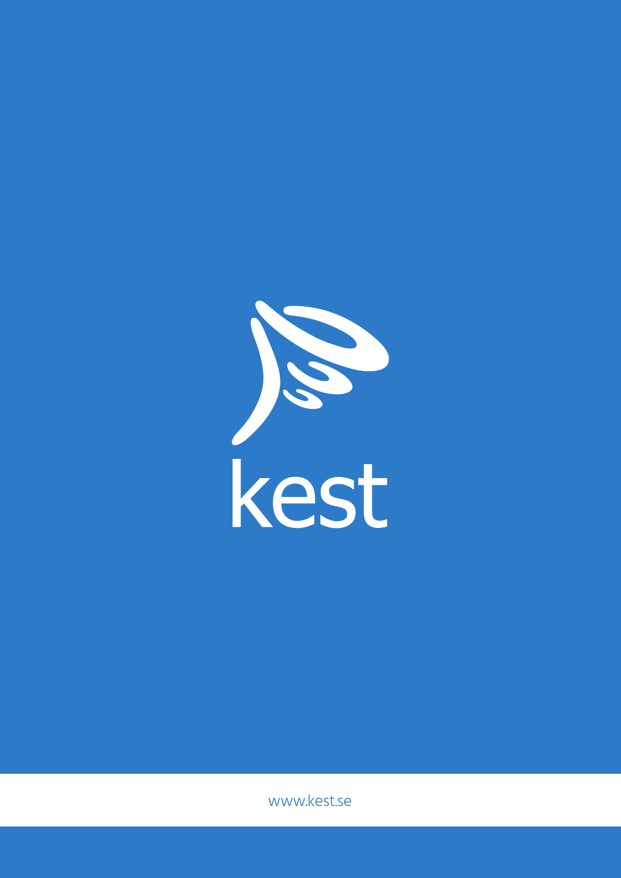kest

www.kest.se